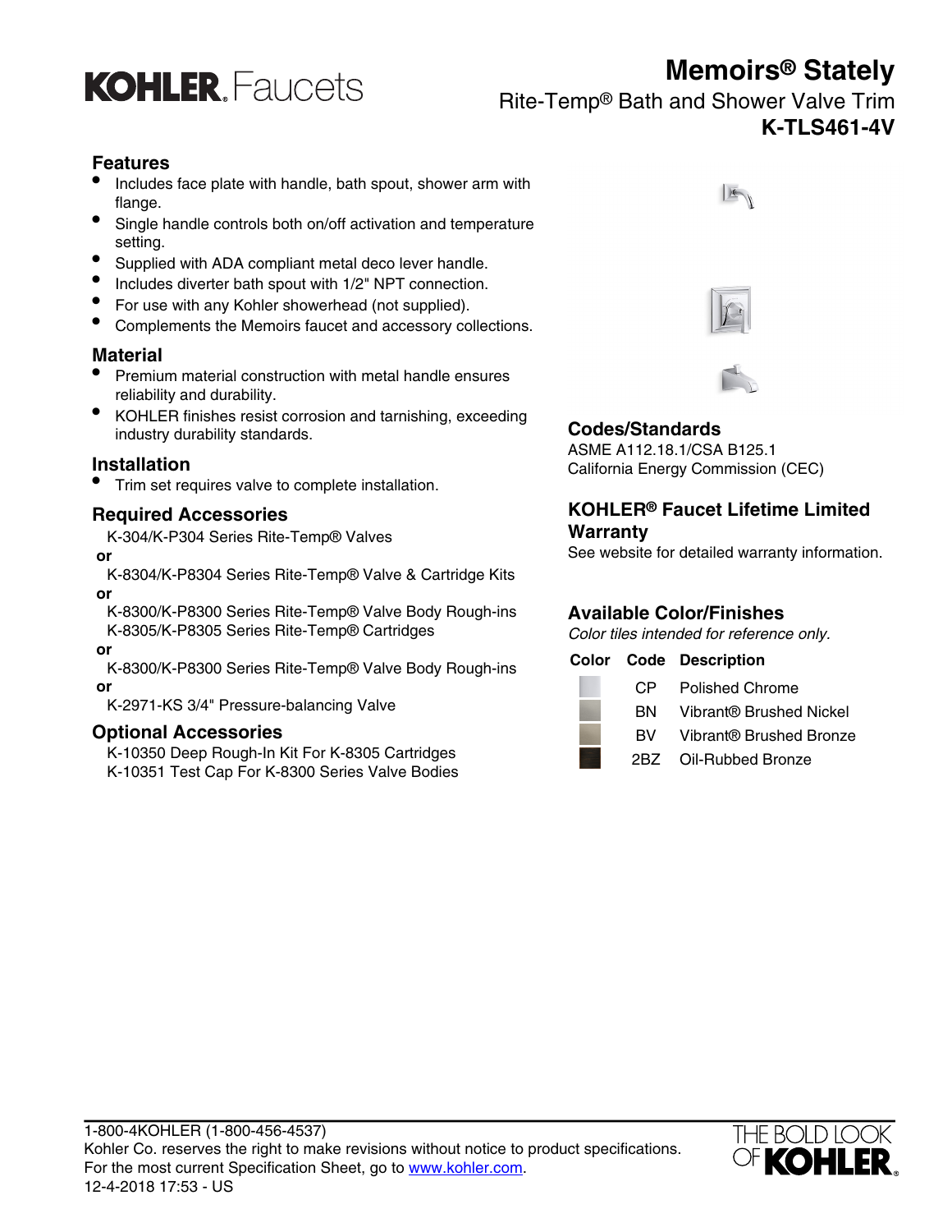KOHLER. Faucets

# Memoirs® Stately

## Rite-Temp® Bath and Shower Valve Trim

## K-TLS461-4V

### Features

- Includes face plate with handle, bath spout, shower arm with flange.
- Single handle controls both on/off activation and temperature setting.
- Supplied with ADA compliant metal deco lever handle.
- Includes diverter bath spout with 1/2" NPT connection.
- For use with any Kohler showerhead (not supplied).
- Complements the Memoirs faucet and accessory collections.

### Material

- Premium material construction with metal handle ensures reliability and durability.
- KOHLER finishes resist corrosion and tarnishing, exceeding industry durability standards.

### Installation

- Trim set requires valve to complete installation.

### Required Accessories

K-304/K-P304 Series Rite-Temp® Valves

**or**

K-8304/K-P8304 Series Rite-Temp® Valve & Cartridge Kits

**or**

K-8300/K-P8300 Series Rite-Temp® Valve Body Rough-ins
K-8305/K-P8305 Series Rite-Temp® Cartridges

**or**

K-8300/K-P8300 Series Rite-Temp® Valve Body Rough-ins

**or**

K-2971-KS 3/4" Pressure-balancing Valve

### Optional Accessories

K-10350 Deep Rough-In Kit For K-8305 Cartridges
K-10351 Test Cap For K-8300 Series Valve Bodies

### Codes/Standards

ASME A112.18.1/CSA B125.1
California Energy Commission (CEC)

### KOHLER® Faucet Lifetime Limited Warranty

See website for detailed warranty information.

### Available Color/Finishes

*Color tiles intended for reference only.*

| Color | Code | Description |
|---|---|---|
| | CP | Polished Chrome |
| | BN | Vibrant® Brushed Nickel |
| | BV | Vibrant® Brushed Bronze |
| | 2BZ | Oil-Rubbed Bronze |

1-800-4KOHLER (1-800-456-4537)
Kohler Co. reserves the right to make revisions without notice to product specifications.
For the most current Specification Sheet, go to www.kohler.com.
12-4-2018 17:53 - US

THE BOLD LOOK OF KOHLER.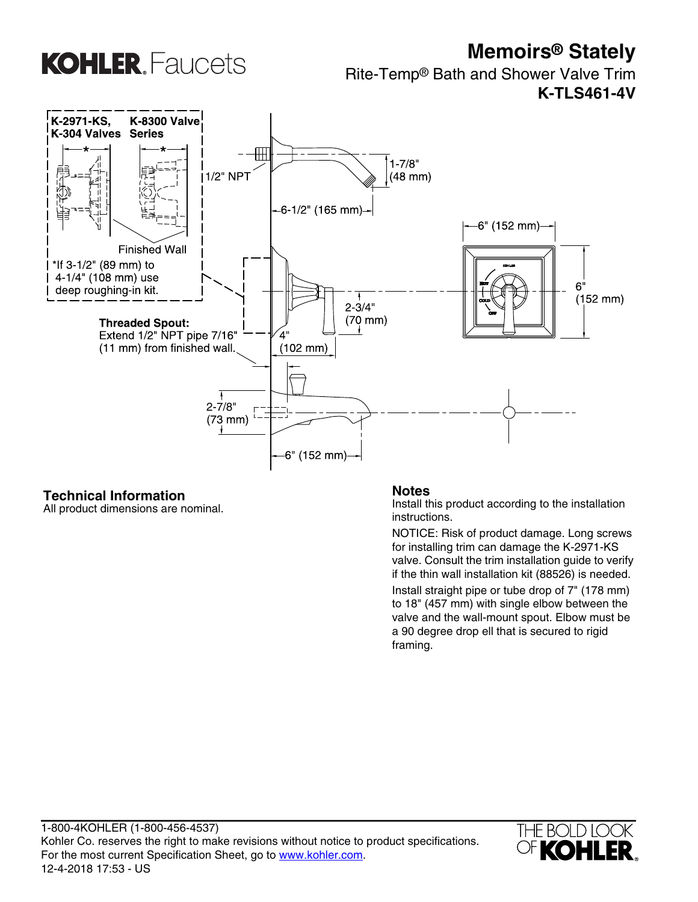# KOHLER Faucets

# Memoirs® Stately

Rite-Temp® Bath and Shower Valve Trim

**K-TLS461-4V**

**K-2971-KS, K-304 Valves**

**K-8300 Valve Series**

Finished Wall

*If 3-1/2" (89 mm) to 4-1/4" (108 mm) use deep roughing-in kit.

1/2" NPT

1-7/8" (48 mm)

6-1/2" (165 mm)

6" (152 mm)

6" (152 mm)

2-3/4" (70 mm)

**Threaded Spout:**
Extend 1/2" NPT pipe 7/16" (11 mm) from finished wall.

4" (102 mm)

2-7/8" (73 mm)

6" (152 mm)

## Technical Information

All product dimensions are nominal.

## Notes

Install this product according to the installation instructions.

NOTICE: Risk of product damage. Long screws for installing trim can damage the K-2971-KS valve. Consult the trim installation guide to verify if the thin wall installation kit (88526) is needed.

Install straight pipe or tube drop of 7" (178 mm) to 18" (457 mm) with single elbow between the valve and the wall-mount spout. Elbow must be a 90 degree drop ell that is secured to rigid framing.

1-800-4KOHLER (1-800-456-4537)
Kohler Co. reserves the right to make revisions without notice to product specifications.
For the most current Specification Sheet, go to www.kohler.com.
12-4-2018 17:53 - US

THE BOLD LOOK OF KOHLER.